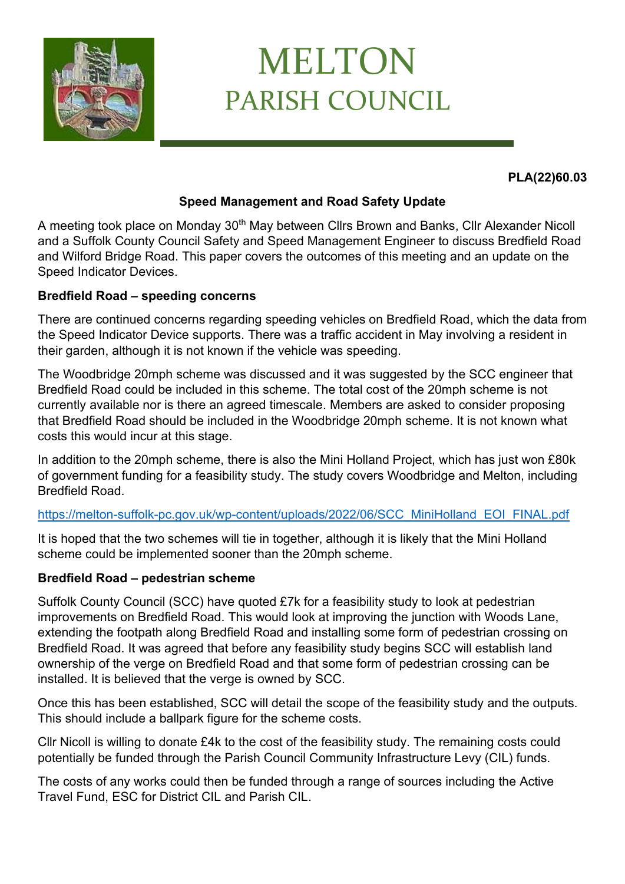# MELTON
## PARISH COUNCIL

**PLA(22)60.03**

### Speed Management and Road Safety Update

A meeting took place on Monday 30th May between Cllrs Brown and Banks, Cllr Alexander Nicoll and a Suffolk County Council Safety and Speed Management Engineer to discuss Bredfield Road and Wilford Bridge Road. This paper covers the outcomes of this meeting and an update on the Speed Indicator Devices.

**Bredfield Road – speeding concerns**

There are continued concerns regarding speeding vehicles on Bredfield Road, which the data from the Speed Indicator Device supports. There was a traffic accident in May involving a resident in their garden, although it is not known if the vehicle was speeding.

The Woodbridge 20mph scheme was discussed and it was suggested by the SCC engineer that Bredfield Road could be included in this scheme. The total cost of the 20mph scheme is not currently available nor is there an agreed timescale. Members are asked to consider proposing that Bredfield Road should be included in the Woodbridge 20mph scheme. It is not known what costs this would incur at this stage.

In addition to the 20mph scheme, there is also the Mini Holland Project, which has just won £80k of government funding for a feasibility study. The study covers Woodbridge and Melton, including Bredfield Road.

https://melton-suffolk-pc.gov.uk/wp-content/uploads/2022/06/SCC_MiniHolland_EOI_FINAL.pdf

It is hoped that the two schemes will tie in together, although it is likely that the Mini Holland scheme could be implemented sooner than the 20mph scheme.

**Bredfield Road – pedestrian scheme**

Suffolk County Council (SCC) have quoted £7k for a feasibility study to look at pedestrian improvements on Bredfield Road. This would look at improving the junction with Woods Lane, extending the footpath along Bredfield Road and installing some form of pedestrian crossing on Bredfield Road. It was agreed that before any feasibility study begins SCC will establish land ownership of the verge on Bredfield Road and that some form of pedestrian crossing can be installed. It is believed that the verge is owned by SCC.

Once this has been established, SCC will detail the scope of the feasibility study and the outputs. This should include a ballpark figure for the scheme costs.

Cllr Nicoll is willing to donate £4k to the cost of the feasibility study. The remaining costs could potentially be funded through the Parish Council Community Infrastructure Levy (CIL) funds.

The costs of any works could then be funded through a range of sources including the Active Travel Fund, ESC for District CIL and Parish CIL.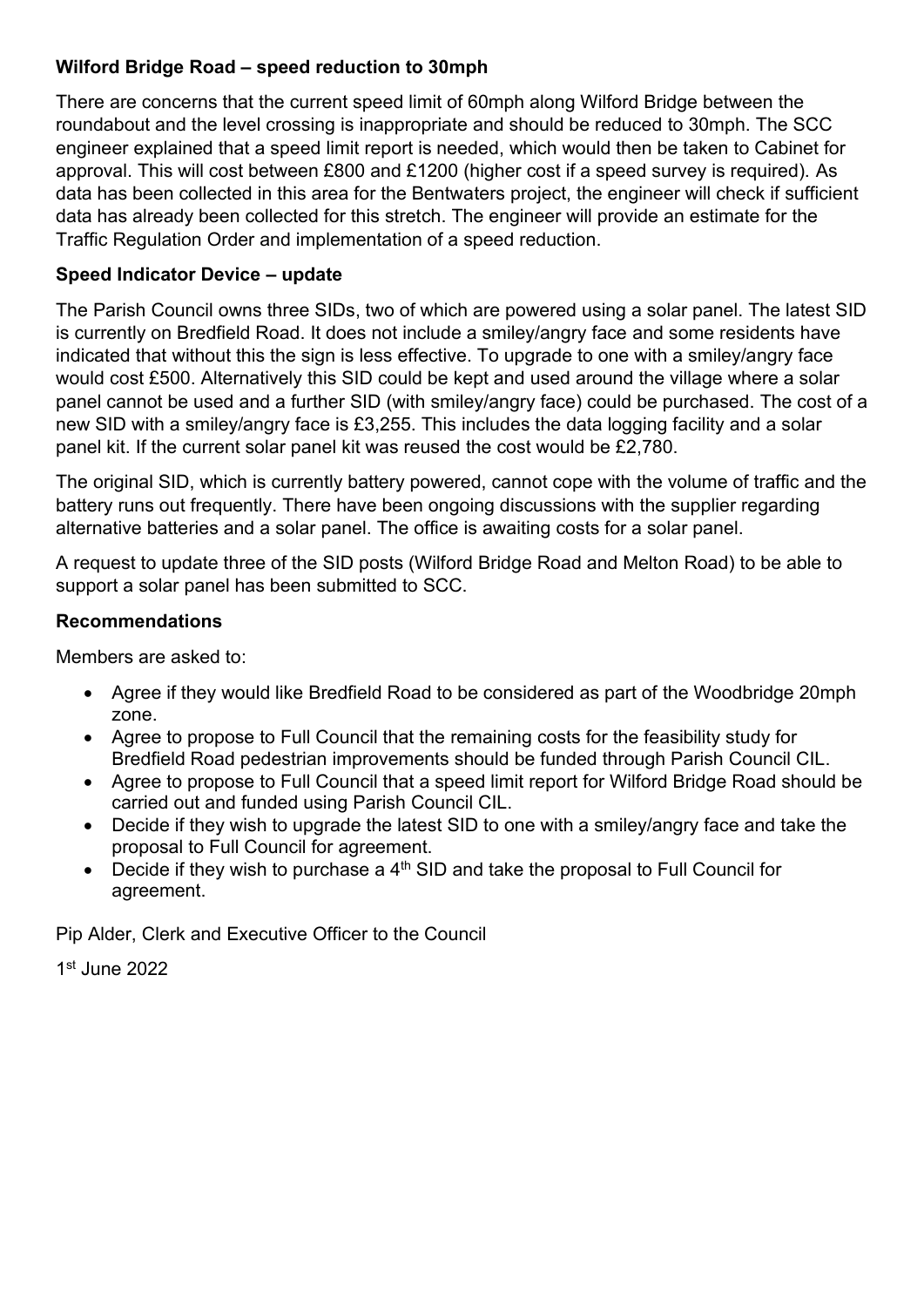**Wilford Bridge Road – speed reduction to 30mph**

There are concerns that the current speed limit of 60mph along Wilford Bridge between the roundabout and the level crossing is inappropriate and should be reduced to 30mph. The SCC engineer explained that a speed limit report is needed, which would then be taken to Cabinet for approval. This will cost between £800 and £1200 (higher cost if a speed survey is required). As data has been collected in this area for the Bentwaters project, the engineer will check if sufficient data has already been collected for this stretch. The engineer will provide an estimate for the Traffic Regulation Order and implementation of a speed reduction.

**Speed Indicator Device – update**

The Parish Council owns three SIDs, two of which are powered using a solar panel. The latest SID is currently on Bredfield Road. It does not include a smiley/angry face and some residents have indicated that without this the sign is less effective. To upgrade to one with a smiley/angry face would cost £500. Alternatively this SID could be kept and used around the village where a solar panel cannot be used and a further SID (with smiley/angry face) could be purchased. The cost of a new SID with a smiley/angry face is £3,255. This includes the data logging facility and a solar panel kit. If the current solar panel kit was reused the cost would be £2,780.

The original SID, which is currently battery powered, cannot cope with the volume of traffic and the battery runs out frequently. There have been ongoing discussions with the supplier regarding alternative batteries and a solar panel. The office is awaiting costs for a solar panel.

A request to update three of the SID posts (Wilford Bridge Road and Melton Road) to be able to support a solar panel has been submitted to SCC.

**Recommendations**

Members are asked to:

- Agree if they would like Bredfield Road to be considered as part of the Woodbridge 20mph zone.
- Agree to propose to Full Council that the remaining costs for the feasibility study for Bredfield Road pedestrian improvements should be funded through Parish Council CIL.
- Agree to propose to Full Council that a speed limit report for Wilford Bridge Road should be carried out and funded using Parish Council CIL.
- Decide if they wish to upgrade the latest SID to one with a smiley/angry face and take the proposal to Full Council for agreement.
- Decide if they wish to purchase a 4th SID and take the proposal to Full Council for agreement.

Pip Alder, Clerk and Executive Officer to the Council

1st June 2022